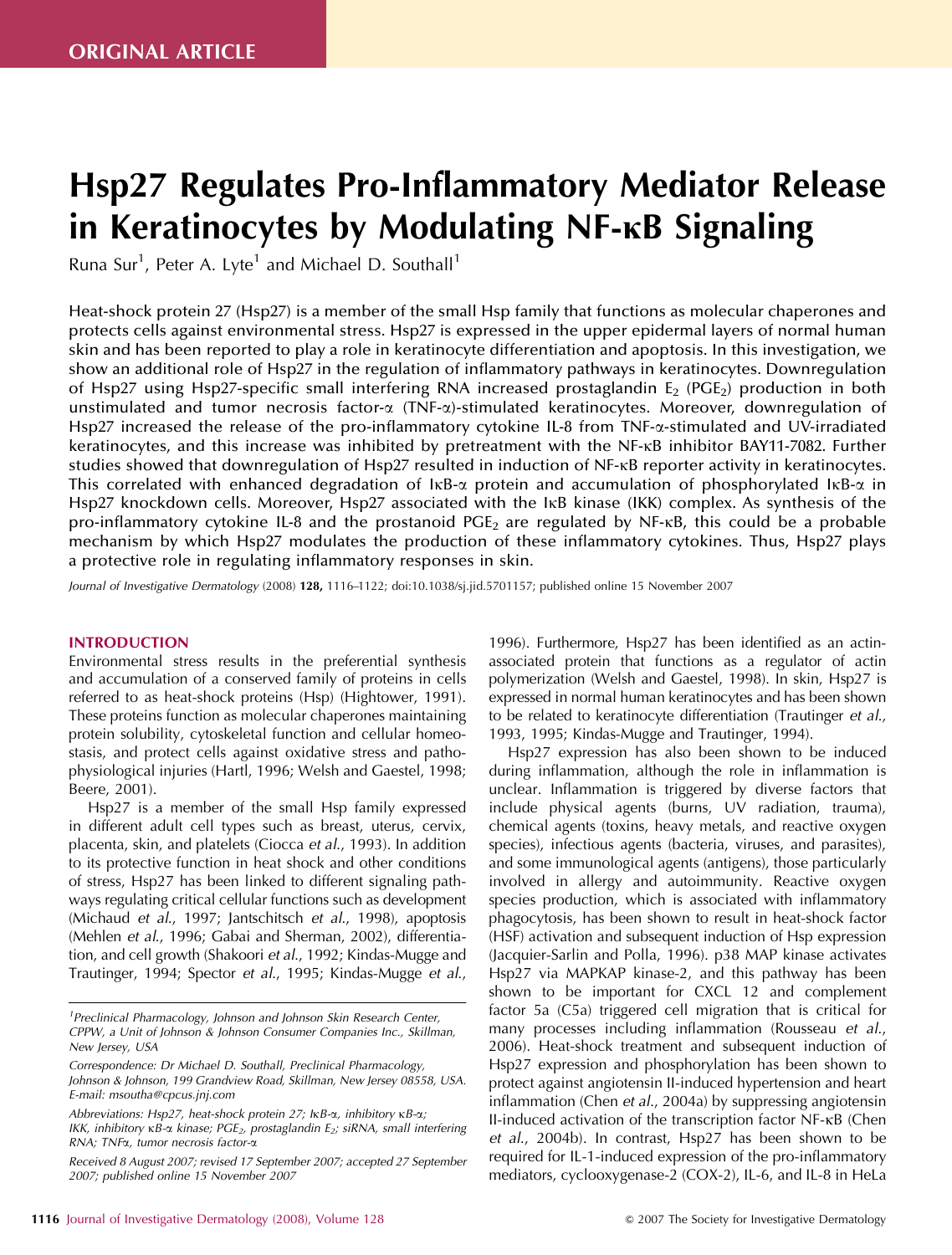ORIGINAL ARTICLE

# Hsp27 Regulates Pro-Inflammatory Mediator Release in Keratinocytes by Modulating NF-κB Signaling

Runa Sur[1], Peter A. Lyte[1] and Michael D. Southall[1]

Heat-shock protein 27 (Hsp27) is a member of the small Hsp family that functions as molecular chaperones and protects cells against environmental stress. Hsp27 is expressed in the upper epidermal layers of normal human skin and has been reported to play a role in keratinocyte differentiation and apoptosis. In this investigation, we show an additional role of Hsp27 in the regulation of inflammatory pathways in keratinocytes. Downregulation of Hsp27 using Hsp27-specific small interfering RNA increased prostaglandin $E_2$ ($PGE_2$) production in both unstimulated and tumor necrosis factor-α (TNF-α)-stimulated keratinocytes. Moreover, downregulation of Hsp27 increased the release of the pro-inflammatory cytokine IL-8 from TNF-α-stimulated and UV-irradiated keratinocytes, and this increase was inhibited by pretreatment with the NF-κB inhibitor BAY11-7082. Further studies showed that downregulation of Hsp27 resulted in induction of NF-κB reporter activity in keratinocytes. This correlated with enhanced degradation of IκB-α protein and accumulation of phosphorylated IκB-α in Hsp27 knockdown cells. Moreover, Hsp27 associated with the IκB kinase (IKK) complex. As synthesis of the pro-inflammatory cytokine IL-8 and the prostanoid $PGE_2$ are regulated by NF-κB, this could be a probable mechanism by which Hsp27 modulates the production of these inflammatory cytokines. Thus, Hsp27 plays a protective role in regulating inflammatory responses in skin.

*Journal of Investigative Dermatology* (2008) **128**, 1116–1122; doi:10.1038/sj.jid.5701157; published online 15 November 2007

## INTRODUCTION

Environmental stress results in the preferential synthesis and accumulation of a conserved family of proteins in cells referred to as heat-shock proteins (Hsp) (Hightower, 1991). These proteins function as molecular chaperones maintaining protein solubility, cytoskeletal function and cellular homeostasis, and protect cells against oxidative stress and pathophysiological injuries (Hartl, 1996; Welsh and Gaestel, 1998; Beere, 2001).

Hsp27 is a member of the small Hsp family expressed in different adult cell types such as breast, uterus, cervix, placenta, skin, and platelets (Ciocca *et al.*, 1993). In addition to its protective function in heat shock and other conditions of stress, Hsp27 has been linked to different signaling pathways regulating critical cellular functions such as development (Michaud *et al.*, 1997; Jantschitsch *et al.*, 1998), apoptosis (Mehlen *et al.*, 1996; Gabai and Sherman, 2002), differentiation, and cell growth (Shakoori *et al.*, 1992; Kindas-Mugge and Trautinger, 1994; Spector *et al.*, 1995; Kindas-Mugge *et al.*, 1996). Furthermore, Hsp27 has been identified as an actin-associated protein that functions as a regulator of actin polymerization (Welsh and Gaestel, 1998). In skin, Hsp27 is expressed in normal human keratinocytes and has been shown to be related to keratinocyte differentiation (Trautinger *et al.*, 1993, 1995; Kindas-Mugge and Trautinger, 1994).

Hsp27 expression has also been shown to be induced during inflammation, although the role in inflammation is unclear. Inflammation is triggered by diverse factors that include physical agents (burns, UV radiation, trauma), chemical agents (toxins, heavy metals, and reactive oxygen species), infectious agents (bacteria, viruses, and parasites), and some immunological agents (antigens), those particularly involved in allergy and autoimmunity. Reactive oxygen species production, which is associated with inflammatory phagocytosis, has been shown to result in heat-shock factor (HSF) activation and subsequent induction of Hsp expression (Jacquier-Sarlin and Polla, 1996). p38 MAP kinase activates Hsp27 via MAPKAP kinase-2, and this pathway has been shown to be important for CXCL 12 and complement factor 5a (C5a) triggered cell migration that is critical for many processes including inflammation (Rousseau *et al.*, 2006). Heat-shock treatment and subsequent induction of Hsp27 expression and phosphorylation has been shown to protect against angiotensin II-induced hypertension and heart inflammation (Chen *et al.*, 2004a) by suppressing angiotensin II-induced activation of the transcription factor NF-κB (Chen *et al.*, 2004b). In contrast, Hsp27 has been shown to be required for IL-1-induced expression of the pro-inflammatory mediators, cyclooxygenase-2 (COX-2), IL-6, and IL-8 in HeLa

---

[1]Preclinical Pharmacology, Johnson and Johnson Skin Research Center, CPPW, a Unit of Johnson & Johnson Consumer Companies Inc., Skillman, New Jersey, USA

Correspondence: Dr Michael D. Southall, Preclinical Pharmacology, Johnson & Johnson, 199 Grandview Road, Skillman, New Jersey 08558, USA. E-mail: msoutha@cpcus.jnj.com

Abbreviations: Hsp27, heat-shock protein 27; IκB-α, inhibitory κB-α; IKK, inhibitory κB-α kinase; $PGE_2$, prostaglandin $E_2$; siRNA, small interfering RNA; TNFα, tumor necrosis factor-α

Received 8 August 2007; revised 17 September 2007; accepted 27 September 2007; published online 15 November 2007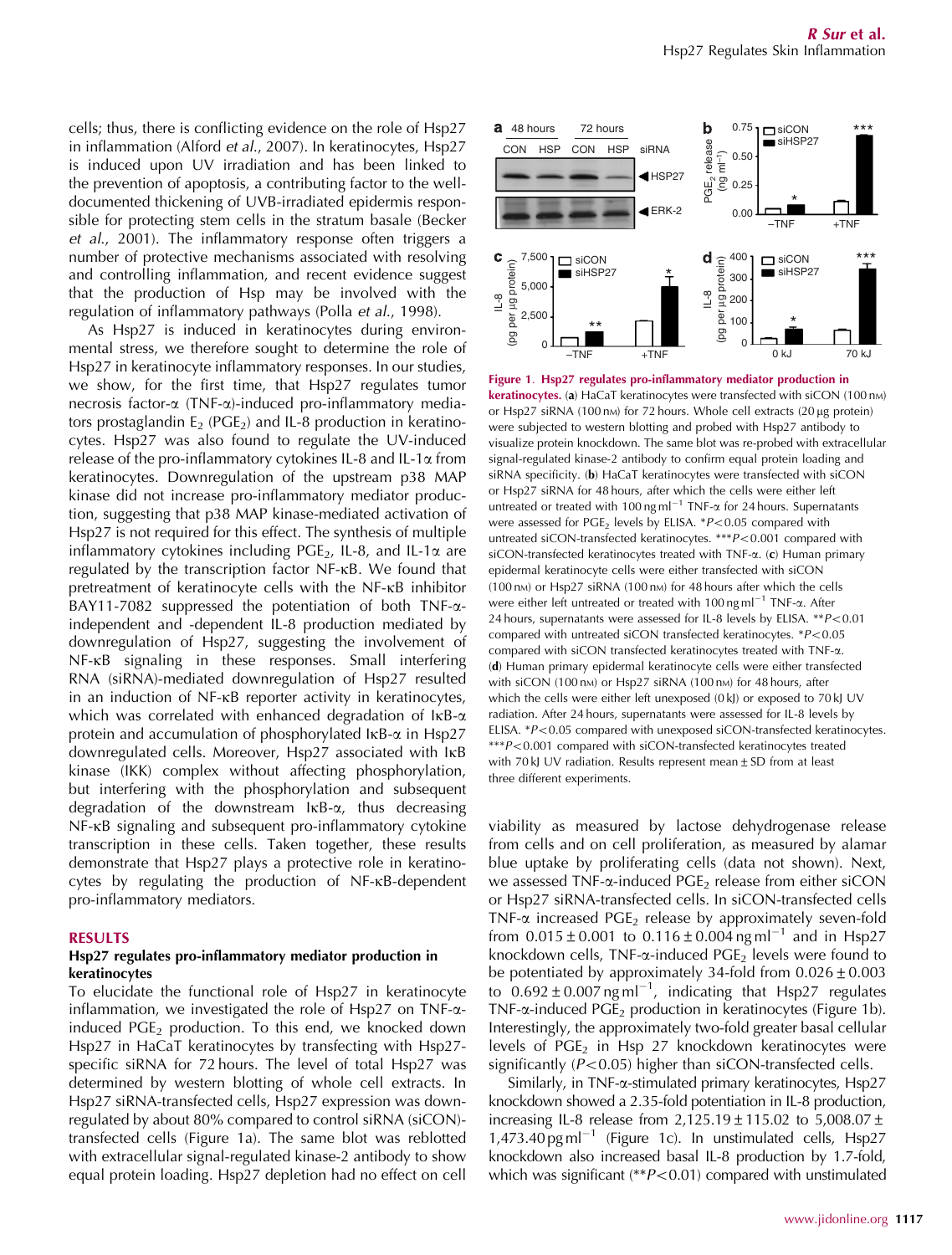cells; thus, there is conflicting evidence on the role of Hsp27 in inflammation (Alford *et al.*, 2007). In keratinocytes, Hsp27 is induced upon UV irradiation and has been linked to the prevention of apoptosis, a contributing factor to the well-documented thickening of UVB-irradiated epidermis responsible for protecting stem cells in the stratum basale (Becker *et al.*, 2001). The inflammatory response often triggers a number of protective mechanisms associated with resolving and controlling inflammation, and recent evidence suggest that the production of Hsp may be involved with the regulation of inflammatory pathways (Polla *et al.*, 1998).

As Hsp27 is induced in keratinocytes during environmental stress, we therefore sought to determine the role of Hsp27 in keratinocyte inflammatory responses. In our studies, we show, for the first time, that Hsp27 regulates tumor necrosis factor-α (TNF-α)-induced pro-inflammatory mediators prostaglandin $E_2$ ($PGE_2$) and IL-8 production in keratinocytes. Hsp27 was also found to regulate the UV-induced release of the pro-inflammatory cytokines IL-8 and IL-1α from keratinocytes. Downregulation of the upstream p38 MAP kinase did not increase pro-inflammatory mediator production, suggesting that p38 MAP kinase-mediated activation of Hsp27 is not required for this effect. The synthesis of multiple inflammatory cytokines including $PGE_2$, IL-8, and IL-1α are regulated by the transcription factor NF-κB. We found that pretreatment of keratinocyte cells with the NF-κB inhibitor BAY11-7082 suppressed the potentiation of both TNF-α-independent and -dependent IL-8 production mediated by downregulation of Hsp27, suggesting the involvement of NF-κB signaling in these responses. Small interfering RNA (siRNA)-mediated downregulation of Hsp27 resulted in an induction of NF-κB reporter activity in keratinocytes, which was correlated with enhanced degradation of IκB-α protein and accumulation of phosphorylated IκB-α in Hsp27 downregulated cells. Moreover, Hsp27 associated with IκB kinase (IKK) complex without affecting phosphorylation, but interfering with the phosphorylation and subsequent degradation of the downstream IκB-α, thus decreasing NF-κB signaling and subsequent pro-inflammatory cytokine transcription in these cells. Taken together, these results demonstrate that Hsp27 plays a protective role in keratinocytes by regulating the production of NF-κB-dependent pro-inflammatory mediators.

## RESULTS

### Hsp27 regulates pro-inflammatory mediator production in keratinocytes

To elucidate the functional role of Hsp27 in keratinocyte inflammation, we investigated the role of Hsp27 on TNF-α-induced $PGE_2$ production. To this end, we knocked down Hsp27 in HaCaT keratinocytes by transfecting with Hsp27-specific siRNA for 72 hours. The level of total Hsp27 was determined by western blotting of whole cell extracts. In Hsp27 siRNA-transfected cells, Hsp27 expression was downregulated by about 80% compared to control siRNA (siCON)-transfected cells (Figure 1a). The same blot was reblotted with extracellular signal-regulated kinase-2 antibody to show equal protein loading. Hsp27 depletion had no effect on cell viability as measured by lactose dehydrogenase release from cells and on cell proliferation, as measured by alamar blue uptake by proliferating cells (data not shown). Next, we assessed TNF-α-induced $PGE_2$ release from either siCON or Hsp27 siRNA-transfected cells. In siCON-transfected cells TNF-α increased $PGE_2$ release by approximately seven-fold from $0.015 \pm 0.001$ to $0.116 \pm 0.004\,ng\,ml^{-1}$ and in Hsp27 knockdown cells, TNF-α-induced $PGE_2$ levels were found to be potentiated by approximately 34-fold from $0.026 \pm 0.003$ to $0.692 \pm 0.007\,ng\,ml^{-1}$, indicating that Hsp27 regulates TNF-α-induced $PGE_2$ production in keratinocytes (Figure 1b). Interestingly, the approximately two-fold greater basal cellular levels of $PGE_2$ in Hsp 27 knockdown keratinocytes were significantly ($P<0.05$) higher than siCON-transfected cells.

Similarly, in TNF-α-stimulated primary keratinocytes, Hsp27 knockdown showed a 2.35-fold potentiation in IL-8 production, increasing IL-8 release from $2{,}125.19 \pm 115.02$ to $5{,}008.07 \pm 1{,}473.40\,pg\,ml^{-1}$ (Figure 1c). In unstimulated cells, Hsp27 knockdown also increased basal IL-8 production by 1.7-fold, which was significant (**$P<0.01$) compared with unstimulated

**Figure 1. Hsp27 regulates pro-inflammatory mediator production in keratinocytes.** (**a**) HaCaT keratinocytes were transfected with siCON (100 nM) or Hsp27 siRNA (100 nM) for 72 hours. Whole cell extracts (20 μg protein) were subjected to western blotting and probed with Hsp27 antibody to visualize protein knockdown. The same blot was re-probed with extracellular signal-regulated kinase-2 antibody to confirm equal protein loading and siRNA specificity. (**b**) HaCaT keratinocytes were transfected with siCON or Hsp27 siRNA for 48 hours, after which the cells were either left untreated or treated with $100\,ng\,ml^{-1}$ TNF-α for 24 hours. Supernatants were assessed for $PGE_2$ levels by ELISA. *$P<0.05$ compared with untreated siCON-transfected keratinocytes. ***$P<0.001$ compared with siCON-transfected keratinocytes treated with TNF-α. (**c**) Human primary epidermal keratinocyte cells were either transfected with siCON (100 nM) or Hsp27 siRNA (100 nM) for 48 hours after which the cells were either left untreated or treated with $100\,ng\,ml^{-1}$ TNF-α. After 24 hours, supernatants were assessed for IL-8 levels by ELISA. **$P<0.01$ compared with untreated siCON transfected keratinocytes. *$P<0.05$ compared with siCON transfected keratinocytes treated with TNF-α. (**d**) Human primary epidermal keratinocyte cells were either transfected with siCON (100 nM) or Hsp27 siRNA (100 nM) for 48 hours, after which the cells were either left unexposed (0 kJ) or exposed to 70 kJ UV radiation. After 24 hours, supernatants were assessed for IL-8 levels by ELISA. *$P<0.05$ compared with unexposed siCON-transfected keratinocytes. ***$P<0.001$ compared with siCON-transfected keratinocytes treated with 70 kJ UV radiation. Results represent mean ± SD from at least three different experiments.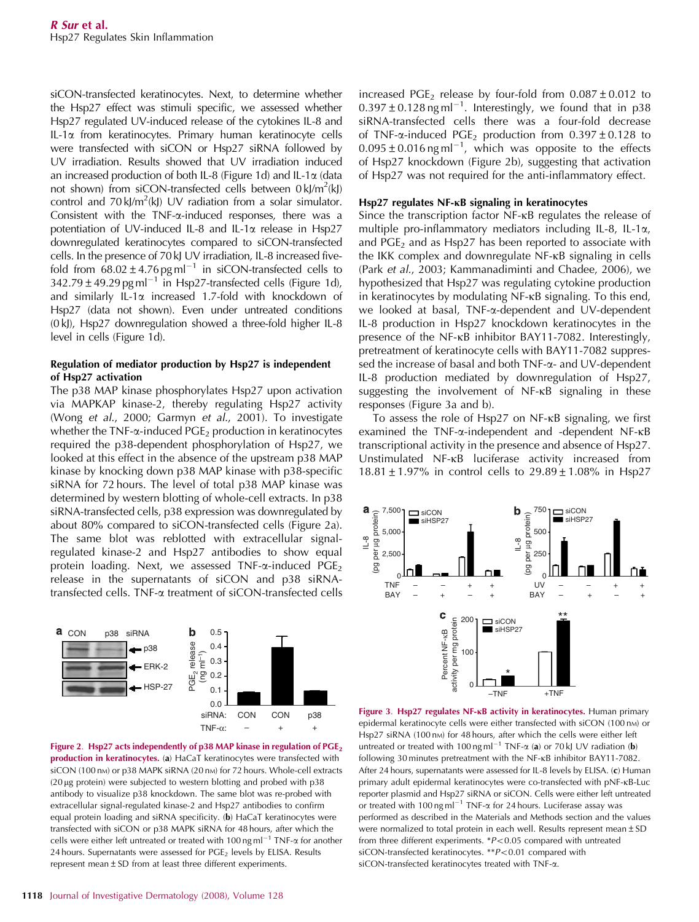siCON-transfected keratinocytes. Next, to determine whether the Hsp27 effect was stimuli specific, we assessed whether Hsp27 regulated UV-induced release of the cytokines IL-8 and IL-1α from keratinocytes. Primary human keratinocyte cells were transfected with siCON or Hsp27 siRNA followed by UV irradiation. Results showed that UV irradiation induced an increased production of both IL-8 (Figure 1d) and IL-1α (data not shown) from siCON-transfected cells between 0 kJ/m$^2$(kJ) control and 70 kJ/m$^2$(kJ) UV radiation from a solar simulator. Consistent with the TNF-α-induced responses, there was a potentiation of UV-induced IL-8 and IL-1α release in Hsp27 downregulated keratinocytes compared to siCON-transfected cells. In the presence of 70 kJ UV irradiation, IL-8 increased five-fold from $68.02 \pm 4.76\,\text{pg ml}^{-1}$ in siCON-transfected cells to $342.79 \pm 49.29\,\text{pg ml}^{-1}$ in Hsp27-transfected cells (Figure 1d), and similarly IL-1α increased 1.7-fold with knockdown of Hsp27 (data not shown). Even under untreated conditions (0 kJ), Hsp27 downregulation showed a three-fold higher IL-8 level in cells (Figure 1d).

### Regulation of mediator production by Hsp27 is independent of Hsp27 activation

The p38 MAP kinase phosphorylates Hsp27 upon activation via MAPKAP kinase-2, thereby regulating Hsp27 activity (Wong *et al.*, 2000; Garmyn *et al.*, 2001). To investigate whether the TNF-α-induced $PGE_2$ production in keratinocytes required the p38-dependent phosphorylation of Hsp27, we looked at this effect in the absence of the upstream p38 MAP kinase by knocking down p38 MAP kinase with p38-specific siRNA for 72 hours. The level of total p38 MAP kinase was determined by western blotting of whole-cell extracts. In p38 siRNA-transfected cells, p38 expression was downregulated by about 80% compared to siCON-transfected cells (Figure 2a). The same blot was reblotted with extracellular signal-regulated kinase-2 and Hsp27 antibodies to show equal protein loading. Next, we assessed TNF-α-induced $PGE_2$ release in the supernatants of siCON and p38 siRNA-transfected cells. TNF-α treatment of siCON-transfected cells increased $PGE_2$ release by four-fold from $0.087 \pm 0.012$ to $0.397 \pm 0.128\,\text{ng ml}^{-1}$. Interestingly, we found that in p38 siRNA-transfected cells there was a four-fold decrease of TNF-α-induced $PGE_2$ production from $0.397 \pm 0.128$ to $0.095 \pm 0.016\,\text{ng ml}^{-1}$, which was opposite to the effects of Hsp27 knockdown (Figure 2b), suggesting that activation of Hsp27 was not required for the anti-inflammatory effect.

**Figure 2. Hsp27 acts independently of p38 MAP kinase in regulation of $PGE_2$ production in keratinocytes.** (**a**) HaCaT keratinocytes were transfected with siCON (100 nM) or p38 MAPK siRNA (20 nM) for 72 hours. Whole-cell extracts (20 μg protein) were subjected to western blotting and probed with p38 antibody to visualize p38 knockdown. The same blot was re-probed with extracellular signal-regulated kinase-2 and Hsp27 antibodies to confirm equal protein loading and siRNA specificity. (**b**) HaCaT keratinocytes were transfected with siCON or p38 MAPK siRNA for 48 hours, after which the cells were either left untreated or treated with $100\,\text{ng ml}^{-1}$ TNF-α for another 24 hours. Supernatants were assessed for $PGE_2$ levels by ELISA. Results represent mean ± SD from at least three different experiments.

### Hsp27 regulates NF-κB signaling in keratinocytes

Since the transcription factor NF-κB regulates the release of multiple pro-inflammatory mediators including IL-8, IL-1α, and $PGE_2$ and as Hsp27 has been reported to associate with the IKK complex and downregulate NF-κB signaling in cells (Park *et al.*, 2003; Kammanadiminti and Chadee, 2006), we hypothesized that Hsp27 was regulating cytokine production in keratinocytes by modulating NF-κB signaling. To this end, we looked at basal, TNF-α-dependent and UV-dependent IL-8 production in Hsp27 knockdown keratinocytes in the presence of the NF-κB inhibitor BAY11-7082. Interestingly, pretreatment of keratinocyte cells with BAY11-7082 suppressed the increase of basal and both TNF-α- and UV-dependent IL-8 production mediated by downregulation of Hsp27, suggesting the involvement of NF-κB signaling in these responses (Figure 3a and b).

To assess the role of Hsp27 on NF-κB signaling, we first examined the TNF-α-independent and -dependent NF-κB transcriptional activity in the presence and absence of Hsp27. Unstimulated NF-κB luciferase activity increased from $18.81 \pm 1.97\%$ in control cells to $29.89 \pm 1.08\%$ in Hsp27

**Figure 3. Hsp27 regulates NF-κB activity in keratinocytes.** Human primary epidermal keratinocyte cells were either transfected with siCON (100 nM) or Hsp27 siRNA (100 nM) for 48 hours, after which the cells were either left untreated or treated with $100\,\text{ng ml}^{-1}$ TNF-α (**a**) or 70 kJ UV radiation (**b**) following 30 minutes pretreatment with the NF-κB inhibitor BAY11-7082. After 24 hours, supernatants were assessed for IL-8 levels by ELISA. (**c**) Human primary adult epidermal keratinocytes were co-transfected with pNF-κB-Luc reporter plasmid and Hsp27 siRNA or siCON. Cells were either left untreated or treated with $100\,\text{ng ml}^{-1}$ TNF-α for 24 hours. Luciferase assay was performed as described in the Materials and Methods section and the values were normalized to total protein in each well. Results represent mean ± SD from three different experiments. $^*P<0.05$ compared with untreated siCON-transfected keratinocytes. $^{**}P<0.01$ compared with siCON-transfected keratinocytes treated with TNF-α.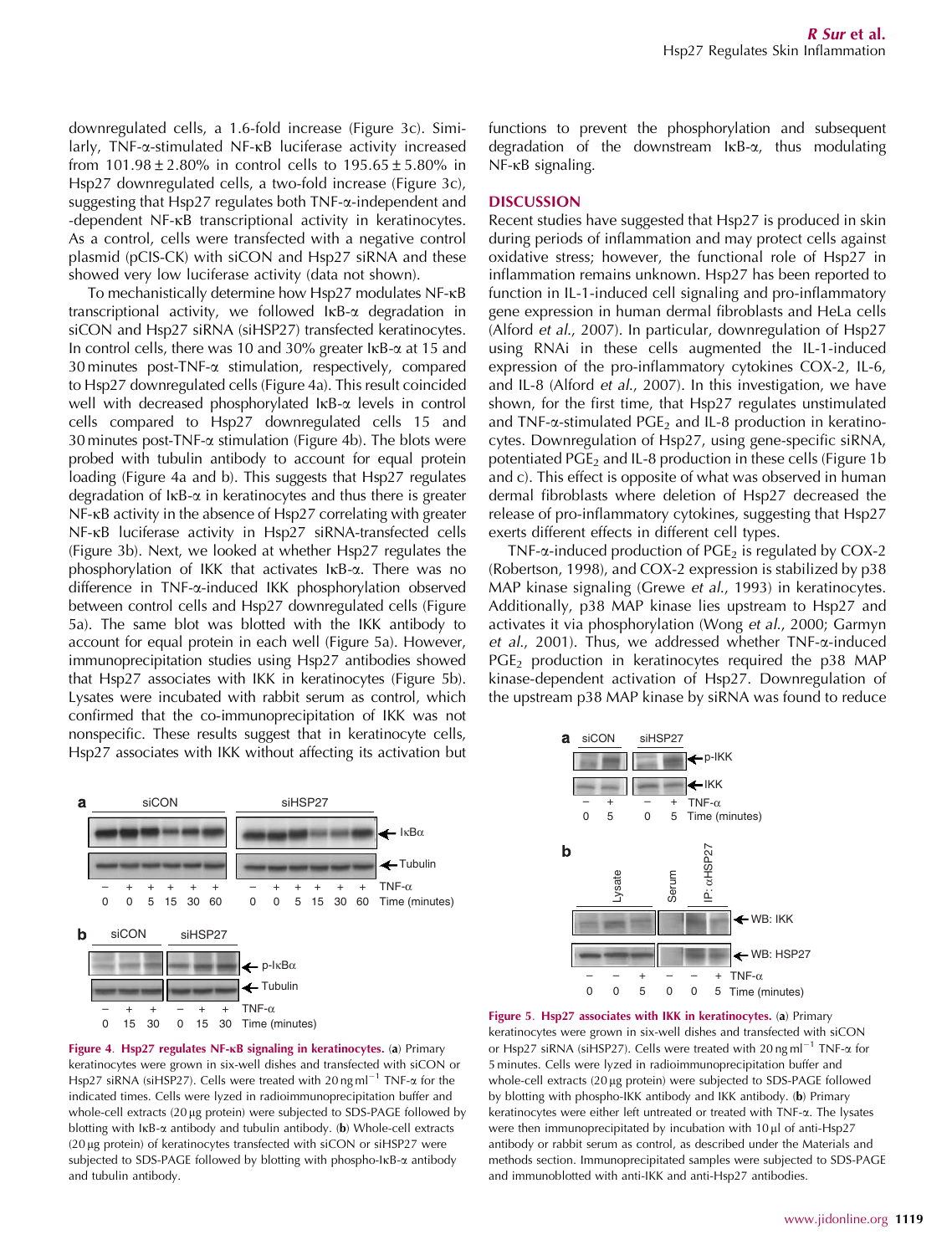downregulated cells, a 1.6-fold increase (Figure 3c). Similarly, TNF-α-stimulated NF-κB luciferase activity increased from 101.98±2.80% in control cells to 195.65±5.80% in Hsp27 downregulated cells, a two-fold increase (Figure 3c), suggesting that Hsp27 regulates both TNF-α-independent and -dependent NF-κB transcriptional activity in keratinocytes. As a control, cells were transfected with a negative control plasmid (pCIS-CK) with siCON and Hsp27 siRNA and these showed very low luciferase activity (data not shown).

To mechanistically determine how Hsp27 modulates NF-κB transcriptional activity, we followed IκB-α degradation in siCON and Hsp27 siRNA (siHSP27) transfected keratinocytes. In control cells, there was 10 and 30% greater IκB-α at 15 and 30 minutes post-TNF-α stimulation, respectively, compared to Hsp27 downregulated cells (Figure 4a). This result coincided well with decreased phosphorylated IκB-α levels in control cells compared to Hsp27 downregulated cells 15 and 30 minutes post-TNF-α stimulation (Figure 4b). The blots were probed with tubulin antibody to account for equal protein loading (Figure 4a and b). This suggests that Hsp27 regulates degradation of IκB-α in keratinocytes and thus there is greater NF-κB activity in the absence of Hsp27 correlating with greater NF-κB luciferase activity in Hsp27 siRNA-transfected cells (Figure 3b). Next, we looked at whether Hsp27 regulates the phosphorylation of IKK that activates IκB-α. There was no difference in TNF-α-induced IKK phosphorylation observed between control cells and Hsp27 downregulated cells (Figure 5a). The same blot was blotted with the IKK antibody to account for equal protein in each well (Figure 5a). However, immunoprecipitation studies using Hsp27 antibodies showed that Hsp27 associates with IKK in keratinocytes (Figure 5b). Lysates were incubated with rabbit serum as control, which confirmed that the co-immunoprecipitation of IKK was not nonspecific. These results suggest that in keratinocyte cells, Hsp27 associates with IKK without affecting its activation but functions to prevent the phosphorylation and subsequent degradation of the downstream IκB-α, thus modulating NF-κB signaling.

**Figure 4. Hsp27 regulates NF-κB signaling in keratinocytes.** (**a**) Primary keratinocytes were grown in six-well dishes and transfected with siCON or Hsp27 siRNA (siHSP27). Cells were treated with 20 ng ml$^{-1}$ TNF-α for the indicated times. Cells were lyzed in radioimmunoprecipitation buffer and whole-cell extracts (20 μg protein) were subjected to SDS-PAGE followed by blotting with IκB-α antibody and tubulin antibody. (**b**) Whole-cell extracts (20 μg protein) of keratinocytes transfected with siCON or siHSP27 were subjected to SDS-PAGE followed by blotting with phospho-IκB-α antibody and tubulin antibody.

## DISCUSSION

Recent studies have suggested that Hsp27 is produced in skin during periods of inflammation and may protect cells against oxidative stress; however, the functional role of Hsp27 in inflammation remains unknown. Hsp27 has been reported to function in IL-1-induced cell signaling and pro-inflammatory gene expression in human dermal fibroblasts and HeLa cells (Alford *et al.*, 2007). In particular, downregulation of Hsp27 using RNAi in these cells augmented the IL-1-induced expression of the pro-inflammatory cytokines COX-2, IL-6, and IL-8 (Alford *et al.*, 2007). In this investigation, we have shown, for the first time, that Hsp27 regulates unstimulated and TNF-α-stimulated $PGE_2$ and IL-8 production in keratinocytes. Downregulation of Hsp27, using gene-specific siRNA, potentiated $PGE_2$ and IL-8 production in these cells (Figure 1b and c). This effect is opposite of what was observed in human dermal fibroblasts where deletion of Hsp27 decreased the release of pro-inflammatory cytokines, suggesting that Hsp27 exerts different effects in different cell types.

TNF-α-induced production of $PGE_2$ is regulated by COX-2 (Robertson, 1998), and COX-2 expression is stabilized by p38 MAP kinase signaling (Grewe *et al.*, 1993) in keratinocytes. Additionally, p38 MAP kinase lies upstream to Hsp27 and activates it via phosphorylation (Wong *et al.*, 2000; Garmyn *et al.*, 2001). Thus, we addressed whether TNF-α-induced $PGE_2$ production in keratinocytes required the p38 MAP kinase-dependent activation of Hsp27. Downregulation of the upstream p38 MAP kinase by siRNA was found to reduce

**Figure 5. Hsp27 associates with IKK in keratinocytes.** (**a**) Primary keratinocytes were grown in six-well dishes and transfected with siCON or Hsp27 siRNA (siHSP27). Cells were treated with 20 ng ml$^{-1}$ TNF-α for 5 minutes. Cells were lyzed in radioimmunoprecipitation buffer and whole-cell extracts (20 μg protein) were subjected to SDS-PAGE followed by blotting with phospho-IKK antibody and IKK antibody. (**b**) Primary keratinocytes were either left untreated or treated with TNF-α. The lysates were then immunoprecipitated by incubation with 10 μl of anti-Hsp27 antibody or rabbit serum as control, as described under the Materials and methods section. Immunoprecipitated samples were subjected to SDS-PAGE and immunoblotted with anti-IKK and anti-Hsp27 antibodies.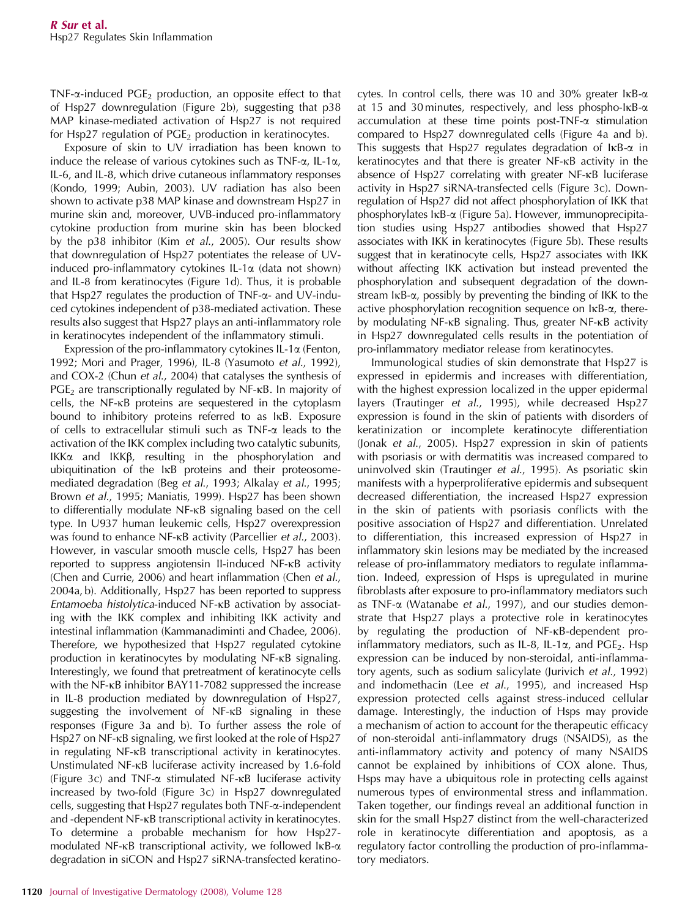TNF-α-induced $PGE_2$ production, an opposite effect to that of Hsp27 downregulation (Figure 2b), suggesting that p38 MAP kinase-mediated activation of Hsp27 is not required for Hsp27 regulation of $PGE_2$ production in keratinocytes.

Exposure of skin to UV irradiation has been known to induce the release of various cytokines such as TNF-α, IL-1α, IL-6, and IL-8, which drive cutaneous inflammatory responses (Kondo, 1999; Aubin, 2003). UV radiation has also been shown to activate p38 MAP kinase and downstream Hsp27 in murine skin and, moreover, UVB-induced pro-inflammatory cytokine production from murine skin has been blocked by the p38 inhibitor (Kim *et al.*, 2005). Our results show that downregulation of Hsp27 potentiates the release of UV-induced pro-inflammatory cytokines IL-1α (data not shown) and IL-8 from keratinocytes (Figure 1d). Thus, it is probable that Hsp27 regulates the production of TNF-α- and UV-induced cytokines independent of p38-mediated activation. These results also suggest that Hsp27 plays an anti-inflammatory role in keratinocytes independent of the inflammatory stimuli.

Expression of the pro-inflammatory cytokines IL-1α (Fenton, 1992; Mori and Prager, 1996), IL-8 (Yasumoto *et al.*, 1992), and COX-2 (Chun *et al.*, 2004) that catalyses the synthesis of $PGE_2$ are transcriptionally regulated by NF-κB. In majority of cells, the NF-κB proteins are sequestered in the cytoplasm bound to inhibitory proteins referred to as IκB. Exposure of cells to extracellular stimuli such as TNF-α leads to the activation of the IKK complex including two catalytic subunits, IKKα and IKKβ, resulting in the phosphorylation and ubiquitination of the IκB proteins and their proteosome-mediated degradation (Beg *et al.*, 1993; Alkalay *et al.*, 1995; Brown *et al.*, 1995; Maniatis, 1999). Hsp27 has been shown to differentially modulate NF-κB signaling based on the cell type. In U937 human leukemic cells, Hsp27 overexpression was found to enhance NF-κB activity (Parcellier *et al.*, 2003). However, in vascular smooth muscle cells, Hsp27 has been reported to suppress angiotensin II-induced NF-κB activity (Chen and Currie, 2006) and heart inflammation (Chen *et al.*, 2004a, b). Additionally, Hsp27 has been reported to suppress *Entamoeba histolytica*-induced NF-κB activation by associating with the IKK complex and inhibiting IKK activity and intestinal inflammation (Kammanadiminti and Chadee, 2006). Therefore, we hypothesized that Hsp27 regulated cytokine production in keratinocytes by modulating NF-κB signaling. Interestingly, we found that pretreatment of keratinocyte cells with the NF-κB inhibitor BAY11-7082 suppressed the increase in IL-8 production mediated by downregulation of Hsp27, suggesting the involvement of NF-κB signaling in these responses (Figure 3a and b). To further assess the role of Hsp27 on NF-κB signaling, we first looked at the role of Hsp27 in regulating NF-κB transcriptional activity in keratinocytes. Unstimulated NF-κB luciferase activity increased by 1.6-fold (Figure 3c) and TNF-α stimulated NF-κB luciferase activity increased by two-fold (Figure 3c) in Hsp27 downregulated cells, suggesting that Hsp27 regulates both TNF-α-independent and -dependent NF-κB transcriptional activity in keratinocytes. To determine a probable mechanism for how Hsp27-modulated NF-κB transcriptional activity, we followed IκB-α degradation in siCON and Hsp27 siRNA-transfected keratinocytes. In control cells, there was 10 and 30% greater IκB-α at 15 and 30 minutes, respectively, and less phospho-IκB-α accumulation at these time points post-TNF-α stimulation compared to Hsp27 downregulated cells (Figure 4a and b). This suggests that Hsp27 regulates degradation of IκB-α in keratinocytes and that there is greater NF-κB activity in the absence of Hsp27 correlating with greater NF-κB luciferase activity in Hsp27 siRNA-transfected cells (Figure 3c). Downregulation of Hsp27 did not affect phosphorylation of IKK that phosphorylates IκB-α (Figure 5a). However, immunoprecipitation studies using Hsp27 antibodies showed that Hsp27 associates with IKK in keratinocytes (Figure 5b). These results suggest that in keratinocyte cells, Hsp27 associates with IKK without affecting IKK activation but instead prevented the phosphorylation and subsequent degradation of the downstream IκB-α, possibly by preventing the binding of IKK to the active phosphorylation recognition sequence on IκB-α, thereby modulating NF-κB signaling. Thus, greater NF-κB activity in Hsp27 downregulated cells results in the potentiation of pro-inflammatory mediator release from keratinocytes.

Immunological studies of skin demonstrate that Hsp27 is expressed in epidermis and increases with differentiation, with the highest expression localized in the upper epidermal layers (Trautinger *et al.*, 1995), while decreased Hsp27 expression is found in the skin of patients with disorders of keratinization or incomplete keratinocyte differentiation (Jonak *et al.*, 2005). Hsp27 expression in skin of patients with psoriasis or with dermatitis was increased compared to uninvolved skin (Trautinger *et al.*, 1995). As psoriatic skin manifests with a hyperproliferative epidermis and subsequent decreased differentiation, the increased Hsp27 expression in the skin of patients with psoriasis conflicts with the positive association of Hsp27 and differentiation. Unrelated to differentiation, this increased expression of Hsp27 in inflammatory skin lesions may be mediated by the increased release of pro-inflammatory mediators to regulate inflammation. Indeed, expression of Hsps is upregulated in murine fibroblasts after exposure to pro-inflammatory mediators such as TNF-α (Watanabe *et al.*, 1997), and our studies demonstrate that Hsp27 plays a protective role in keratinocytes by regulating the production of NF-κB-dependent pro-inflammatory mediators, such as IL-8, IL-1α, and $PGE_2$. Hsp expression can be induced by non-steroidal, anti-inflammatory agents, such as sodium salicylate (Jurivich *et al.*, 1992) and indomethacin (Lee *et al.*, 1995), and increased Hsp expression protected cells against stress-induced cellular damage. Interestingly, the induction of Hsps may provide a mechanism of action to account for the therapeutic efficacy of non-steroidal anti-inflammatory drugs (NSAIDS), as the anti-inflammatory activity and potency of many NSAIDS cannot be explained by inhibitions of COX alone. Thus, Hsps may have a ubiquitous role in protecting cells against numerous types of environmental stress and inflammation. Taken together, our findings reveal an additional function in skin for the small Hsp27 distinct from the well-characterized role in keratinocyte differentiation and apoptosis, as a regulatory factor controlling the production of pro-inflammatory mediators.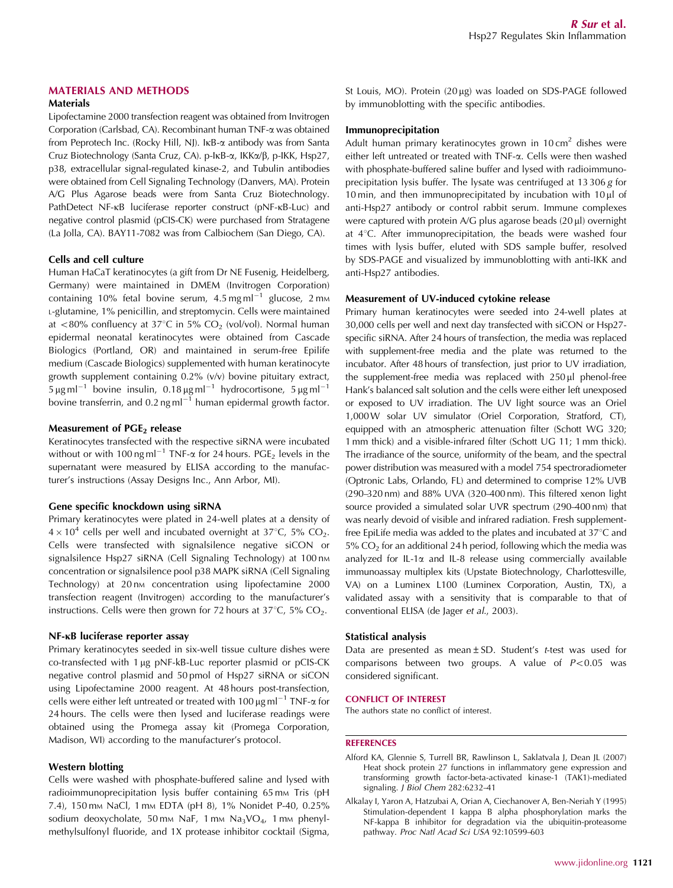## MATERIALS AND METHODS

### Materials

Lipofectamine 2000 transfection reagent was obtained from Invitrogen Corporation (Carlsbad, CA). Recombinant human TNF-α was obtained from Peprotech Inc. (Rocky Hill, NJ). IκB-α antibody was from Santa Cruz Biotechnology (Santa Cruz, CA). p-IκB-α, IKKα/β, p-IKK, Hsp27, p38, extracellular signal-regulated kinase-2, and Tubulin antibodies were obtained from Cell Signaling Technology (Danvers, MA). Protein A/G Plus Agarose beads were from Santa Cruz Biotechnology. PathDetect NF-κB luciferase reporter construct (pNF-κB-Luc) and negative control plasmid (pCIS-CK) were purchased from Stratagene (La Jolla, CA). BAY11-7082 was from Calbiochem (San Diego, CA).

### Cells and cell culture

Human HaCaT keratinocytes (a gift from Dr NE Fusenig, Heidelberg, Germany) were maintained in DMEM (Invitrogen Corporation) containing 10% fetal bovine serum, $4.5\,\text{mg}\,\text{ml}^{-1}$ glucose, 2 mM L-glutamine, 1% penicillin, and streptomycin. Cells were maintained at <80% confluency at 37°C in 5% $CO_2$ (vol/vol). Normal human epidermal neonatal keratinocytes were obtained from Cascade Biologics (Portland, OR) and maintained in serum-free Epilife medium (Cascade Biologics) supplemented with human keratinocyte growth supplement containing 0.2% (v/v) bovine pituitary extract, $5\,\mu\text{g}\,\text{ml}^{-1}$ bovine insulin, $0.18\,\mu\text{g}\,\text{ml}^{-1}$ hydrocortisone, $5\,\mu\text{g}\,\text{ml}^{-1}$ bovine transferrin, and $0.2\,\text{ng}\,\text{ml}^{-1}$ human epidermal growth factor.

### Measurement of $PGE_2$ release

Keratinocytes transfected with the respective siRNA were incubated without or with $100\,\text{ng}\,\text{ml}^{-1}$ TNF-α for 24 hours. $PGE_2$ levels in the supernatant were measured by ELISA according to the manufacturer's instructions (Assay Designs Inc., Ann Arbor, MI).

### Gene specific knockdown using siRNA

Primary keratinocytes were plated in 24-well plates at a density of $4 \times 10^4$ cells per well and incubated overnight at 37°C, 5% $CO_2$. Cells were transfected with signalsilence negative siCON or signalsilence Hsp27 siRNA (Cell Signaling Technology) at 100 nM concentration or signalsilence pool p38 MAPK siRNA (Cell Signaling Technology) at 20 nM concentration using lipofectamine 2000 transfection reagent (Invitrogen) according to the manufacturer's instructions. Cells were then grown for 72 hours at 37°C, 5% $CO_2$.

### NF-κB luciferase reporter assay

Primary keratinocytes seeded in six-well tissue culture dishes were co-transfected with 1 μg pNF-kB-Luc reporter plasmid or pCIS-CK negative control plasmid and 50 pmol of Hsp27 siRNA or siCON using Lipofectamine 2000 reagent. At 48 hours post-transfection, cells were either left untreated or treated with $100\,\mu\text{g}\,\text{ml}^{-1}$ TNF-α for 24 hours. The cells were then lysed and luciferase readings were obtained using the Promega assay kit (Promega Corporation, Madison, WI) according to the manufacturer's protocol.

### Western blotting

Cells were washed with phosphate-buffered saline and lysed with radioimmunoprecipitation lysis buffer containing 65 mM Tris (pH 7.4), 150 mM NaCl, 1 mM EDTA (pH 8), 1% Nonidet P-40, 0.25% sodium deoxycholate, 50 mM NaF, 1 mM $Na_3VO_4$, 1 mM phenylmethylsulfonyl fluoride, and 1X protease inhibitor cocktail (Sigma, St Louis, MO). Protein (20 μg) was loaded on SDS-PAGE followed by immunoblotting with the specific antibodies.

### Immunoprecipitation

Adult human primary keratinocytes grown in $10\,\text{cm}^2$ dishes were either left untreated or treated with TNF-α. Cells were then washed with phosphate-buffered saline buffer and lysed with radioimmunoprecipitation lysis buffer. The lysate was centrifuged at 13 306 *g* for 10 min, and then immunoprecipitated by incubation with 10 μl of anti-Hsp27 antibody or control rabbit serum. Immune complexes were captured with protein A/G plus agarose beads (20 μl) overnight at 4°C. After immunoprecipitation, the beads were washed four times with lysis buffer, eluted with SDS sample buffer, resolved by SDS-PAGE and visualized by immunoblotting with anti-IKK and anti-Hsp27 antibodies.

### Measurement of UV-induced cytokine release

Primary human keratinocytes were seeded into 24-well plates at 30,000 cells per well and next day transfected with siCON or Hsp27-specific siRNA. After 24 hours of transfection, the media was replaced with supplement-free media and the plate was returned to the incubator. After 48 hours of transfection, just prior to UV irradiation, the supplement-free media was replaced with 250 μl phenol-free Hank's balanced salt solution and the cells were either left unexposed or exposed to UV irradiation. The UV light source was an Oriel 1,000 W solar UV simulator (Oriel Corporation, Stratford, CT), equipped with an atmospheric attenuation filter (Schott WG 320; 1 mm thick) and a visible-infrared filter (Schott UG 11; 1 mm thick). The irradiance of the source, uniformity of the beam, and the spectral power distribution was measured with a model 754 spectroradiometer (Optronic Labs, Orlando, FL) and determined to comprise 12% UVB (290–320 nm) and 88% UVA (320–400 nm). This filtered xenon light source provided a simulated solar UVR spectrum (290–400 nm) that was nearly devoid of visible and infrared radiation. Fresh supplement-free EpiLife media was added to the plates and incubated at 37°C and 5% $CO_2$ for an additional 24 h period, following which the media was analyzed for IL-1α and IL-8 release using commercially available immunoassay multiplex kits (Upstate Biotechnology, Charlottesville, VA) on a Luminex L100 (Luminex Corporation, Austin, TX), a validated assay with a sensitivity that is comparable to that of conventional ELISA (de Jager *et al.*, 2003).

### Statistical analysis

Data are presented as mean ± SD. Student's *t*-test was used for comparisons between two groups. A value of $P < 0.05$ was considered significant.

## CONFLICT OF INTEREST

The authors state no conflict of interest.

## REFERENCES

Alford KA, Glennie S, Turrell BR, Rawlinson L, Saklatvala J, Dean JL (2007) Heat shock protein 27 functions in inflammatory gene expression and transforming growth factor-beta-activated kinase-1 (TAK1)-mediated signaling. *J Biol Chem* 282:6232–41

Alkalay I, Yaron A, Hatzubai A, Orian A, Ciechanover A, Ben-Neriah Y (1995) Stimulation-dependent I kappa B alpha phosphorylation marks the NF-kappa B inhibitor for degradation via the ubiquitin-proteasome pathway. *Proc Natl Acad Sci USA* 92:10599–603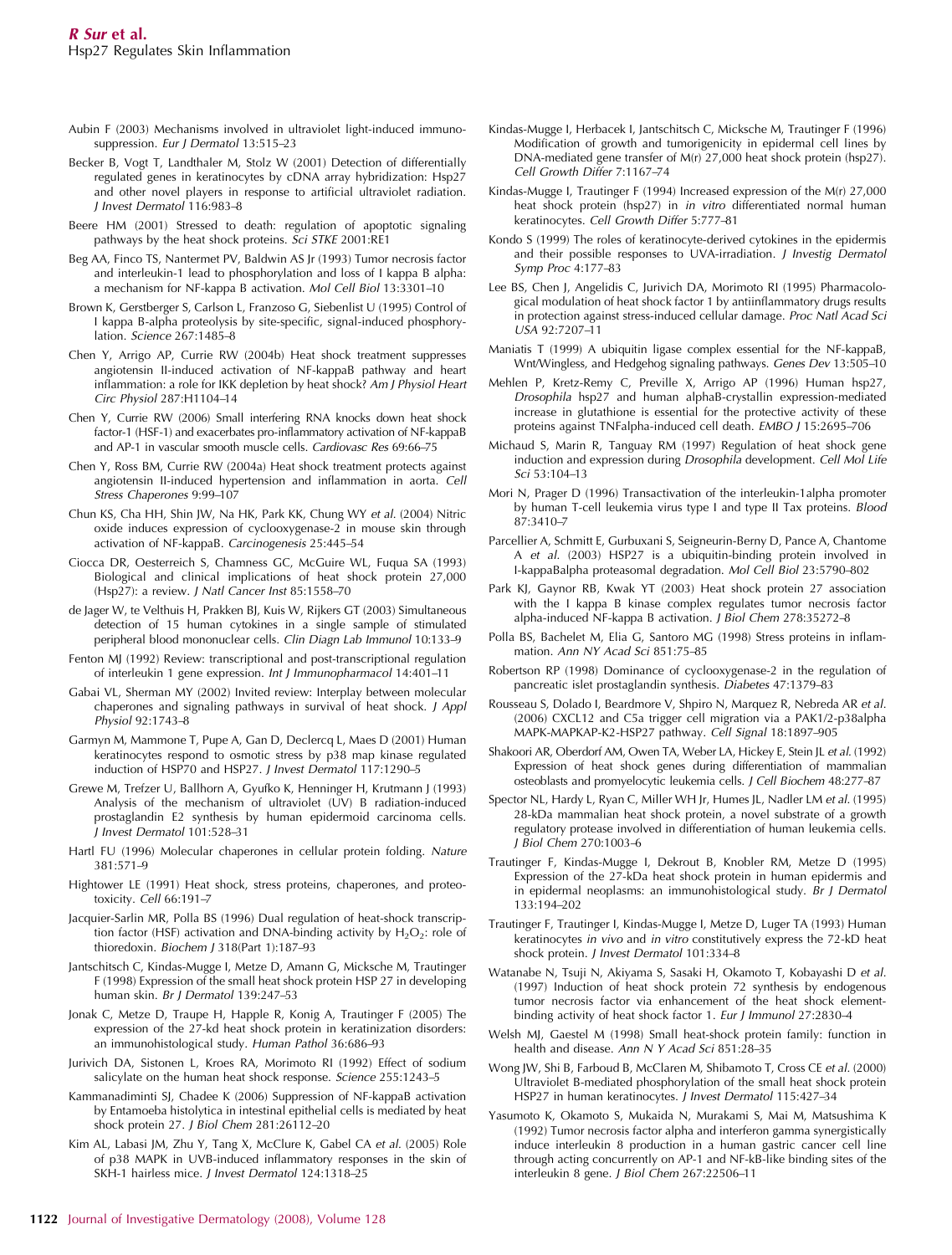Aubin F (2003) Mechanisms involved in ultraviolet light-induced immunosuppression. *Eur J Dermatol* 13:515–23

Becker B, Vogt T, Landthaler M, Stolz W (2001) Detection of differentially regulated genes in keratinocytes by cDNA array hybridization: Hsp27 and other novel players in response to artificial ultraviolet radiation. *J Invest Dermatol* 116:983–8

Beere HM (2001) Stressed to death: regulation of apoptotic signaling pathways by the heat shock proteins. *Sci STKE* 2001:RE1

Beg AA, Finco TS, Nantermet PV, Baldwin AS Jr (1993) Tumor necrosis factor and interleukin-1 lead to phosphorylation and loss of I kappa B alpha: a mechanism for NF-kappa B activation. *Mol Cell Biol* 13:3301–10

Brown K, Gerstberger S, Carlson L, Franzoso G, Siebenlist U (1995) Control of I kappa B-alpha proteolysis by site-specific, signal-induced phosphorylation. *Science* 267:1485–8

Chen Y, Arrigo AP, Currie RW (2004b) Heat shock treatment suppresses angiotensin II-induced activation of NF-kappaB pathway and heart inflammation: a role for IKK depletion by heat shock? *Am J Physiol Heart Circ Physiol* 287:H1104–14

Chen Y, Currie RW (2006) Small interfering RNA knocks down heat shock factor-1 (HSF-1) and exacerbates pro-inflammatory activation of NF-kappaB and AP-1 in vascular smooth muscle cells. *Cardiovasc Res* 69:66–75

Chen Y, Ross BM, Currie RW (2004a) Heat shock treatment protects against angiotensin II-induced hypertension and inflammation in aorta. *Cell Stress Chaperones* 9:99–107

Chun KS, Cha HH, Shin JW, Na HK, Park KK, Chung WY *et al.* (2004) Nitric oxide induces expression of cyclooxygenase-2 in mouse skin through activation of NF-kappaB. *Carcinogenesis* 25:445–54

Ciocca DR, Oesterreich S, Chamness GC, McGuire WL, Fuqua SA (1993) Biological and clinical implications of heat shock protein 27,000 (Hsp27): a review. *J Natl Cancer Inst* 85:1558–70

de Jager W, te Velthuis H, Prakken BJ, Kuis W, Rijkers GT (2003) Simultaneous detection of 15 human cytokines in a single sample of stimulated peripheral blood mononuclear cells. *Clin Diagn Lab Immunol* 10:133–9

Fenton MJ (1992) Review: transcriptional and post-transcriptional regulation of interleukin 1 gene expression. *Int J Immunopharmacol* 14:401–11

Gabai VL, Sherman MY (2002) Invited review: Interplay between molecular chaperones and signaling pathways in survival of heat shock. *J Appl Physiol* 92:1743–8

Garmyn M, Mammone T, Pupe A, Gan D, Declercq L, Maes D (2001) Human keratinocytes respond to osmotic stress by p38 map kinase regulated induction of HSP70 and HSP27. *J Invest Dermatol* 117:1290–5

Grewe M, Trefzer U, Ballhorn A, Gyufko K, Henninger H, Krutmann J (1993) Analysis of the mechanism of ultraviolet (UV) B radiation-induced prostaglandin E2 synthesis by human epidermoid carcinoma cells. *J Invest Dermatol* 101:528–31

Hartl FU (1996) Molecular chaperones in cellular protein folding. *Nature* 381:571–9

Hightower LE (1991) Heat shock, stress proteins, chaperones, and proteotoxicity. *Cell* 66:191–7

Jacquier-Sarlin MR, Polla BS (1996) Dual regulation of heat-shock transcription factor (HSF) activation and DNA-binding activity by $H_2O_2$: role of thioredoxin. *Biochem J* 318(Part 1):187–93

Jantschitsch C, Kindas-Mugge I, Metze D, Amann G, Micksche M, Trautinger F (1998) Expression of the small heat shock protein HSP 27 in developing human skin. *Br J Dermatol* 139:247–53

Jonak C, Metze D, Traupe H, Happle R, Konig A, Trautinger F (2005) The expression of the 27-kd heat shock protein in keratinization disorders: an immunohistological study. *Human Pathol* 36:686–93

Jurivich DA, Sistonen L, Kroes RA, Morimoto RI (1992) Effect of sodium salicylate on the human heat shock response. *Science* 255:1243–5

Kammanadiminti SJ, Chadee K (2006) Suppression of NF-kappaB activation by Entamoeba histolytica in intestinal epithelial cells is mediated by heat shock protein 27. *J Biol Chem* 281:26112–20

Kim AL, Labasi JM, Zhu Y, Tang X, McClure K, Gabel CA *et al.* (2005) Role of p38 MAPK in UVB-induced inflammatory responses in the skin of SKH-1 hairless mice. *J Invest Dermatol* 124:1318–25

Kindas-Mugge I, Herbacek I, Jantschitsch C, Micksche M, Trautinger F (1996) Modification of growth and tumorigenicity in epidermal cell lines by DNA-mediated gene transfer of M(r) 27,000 heat shock protein (hsp27). *Cell Growth Differ* 7:1167–74

Kindas-Mugge I, Trautinger F (1994) Increased expression of the M(r) 27,000 heat shock protein (hsp27) in *in vitro* differentiated normal human keratinocytes. *Cell Growth Differ* 5:777–81

Kondo S (1999) The roles of keratinocyte-derived cytokines in the epidermis and their possible responses to UVA-irradiation. *J Investig Dermatol Symp Proc* 4:177–83

Lee BS, Chen J, Angelidis C, Jurivich DA, Morimoto RI (1995) Pharmacological modulation of heat shock factor 1 by antiinflammatory drugs results in protection against stress-induced cellular damage. *Proc Natl Acad Sci USA* 92:7207–11

Maniatis T (1999) A ubiquitin ligase complex essential for the NF-kappaB, Wnt/Wingless, and Hedgehog signaling pathways. *Genes Dev* 13:505–10

Mehlen P, Kretz-Remy C, Preville X, Arrigo AP (1996) Human hsp27, *Drosophila* hsp27 and human alphaB-crystallin expression-mediated increase in glutathione is essential for the protective activity of these proteins against TNFalpha-induced cell death. *EMBO J* 15:2695–706

Michaud S, Marin R, Tanguay RM (1997) Regulation of heat shock gene induction and expression during *Drosophila* development. *Cell Mol Life Sci* 53:104–13

Mori N, Prager D (1996) Transactivation of the interleukin-1alpha promoter by human T-cell leukemia virus type I and type II Tax proteins. *Blood* 87:3410–7

Parcellier A, Schmitt E, Gurbuxani S, Seigneurin-Berny D, Pance A, Chantome A *et al.* (2003) HSP27 is a ubiquitin-binding protein involved in I-kappaBalpha proteasomal degradation. *Mol Cell Biol* 23:5790–802

Park KJ, Gaynor RB, Kwak YT (2003) Heat shock protein 27 association with the I kappa B kinase complex regulates tumor necrosis factor alpha-induced NF-kappa B activation. *J Biol Chem* 278:35272–8

Polla BS, Bachelet M, Elia G, Santoro MG (1998) Stress proteins in inflammation. *Ann NY Acad Sci* 851:75–85

Robertson RP (1998) Dominance of cyclooxygenase-2 in the regulation of pancreatic islet prostaglandin synthesis. *Diabetes* 47:1379–83

Rousseau S, Dolado I, Beardmore V, Shpiro N, Marquez R, Nebreda AR *et al.* (2006) CXCL12 and C5a trigger cell migration via a PAK1/2-p38alpha MAPK-MAPKAP-K2-HSP27 pathway. *Cell Signal* 18:1897–905

Shakoori AR, Oberdorf AM, Owen TA, Weber LA, Hickey E, Stein JL *et al.* (1992) Expression of heat shock genes during differentiation of mammalian osteoblasts and promyelocytic leukemia cells. *J Cell Biochem* 48:277–87

Spector NL, Hardy L, Ryan C, Miller WH Jr, Humes JL, Nadler LM *et al.* (1995) 28-kDa mammalian heat shock protein, a novel substrate of a growth regulatory protease involved in differentiation of human leukemia cells. *J Biol Chem* 270:1003–6

Trautinger F, Kindas-Mugge I, Dekrout B, Knobler RM, Metze D (1995) Expression of the 27-kDa heat shock protein in human epidermis and in epidermal neoplasms: an immunohistological study. *Br J Dermatol* 133:194–202

Trautinger F, Trautinger I, Kindas-Mugge I, Metze D, Luger TA (1993) Human keratinocytes *in vivo* and *in vitro* constitutively express the 72-kD heat shock protein. *J Invest Dermatol* 101:334–8

Watanabe N, Tsuji N, Akiyama S, Sasaki H, Okamoto T, Kobayashi D *et al.* (1997) Induction of heat shock protein 72 synthesis by endogenous tumor necrosis factor via enhancement of the heat shock element-binding activity of heat shock factor 1. *Eur J Immunol* 27:2830–4

Welsh MJ, Gaestel M (1998) Small heat-shock protein family: function in health and disease. *Ann N Y Acad Sci* 851:28–35

Wong JW, Shi B, Farboud B, McClaren M, Shibamoto T, Cross CE *et al.* (2000) Ultraviolet B-mediated phosphorylation of the small heat shock protein HSP27 in human keratinocytes. *J Invest Dermatol* 115:427–34

Yasumoto K, Okamoto S, Mukaida N, Murakami S, Mai M, Matsushima K (1992) Tumor necrosis factor alpha and interferon gamma synergistically induce interleukin 8 production in a human gastric cancer cell line through acting concurrently on AP-1 and NF-kB-like binding sites of the interleukin 8 gene. *J Biol Chem* 267:22506–11